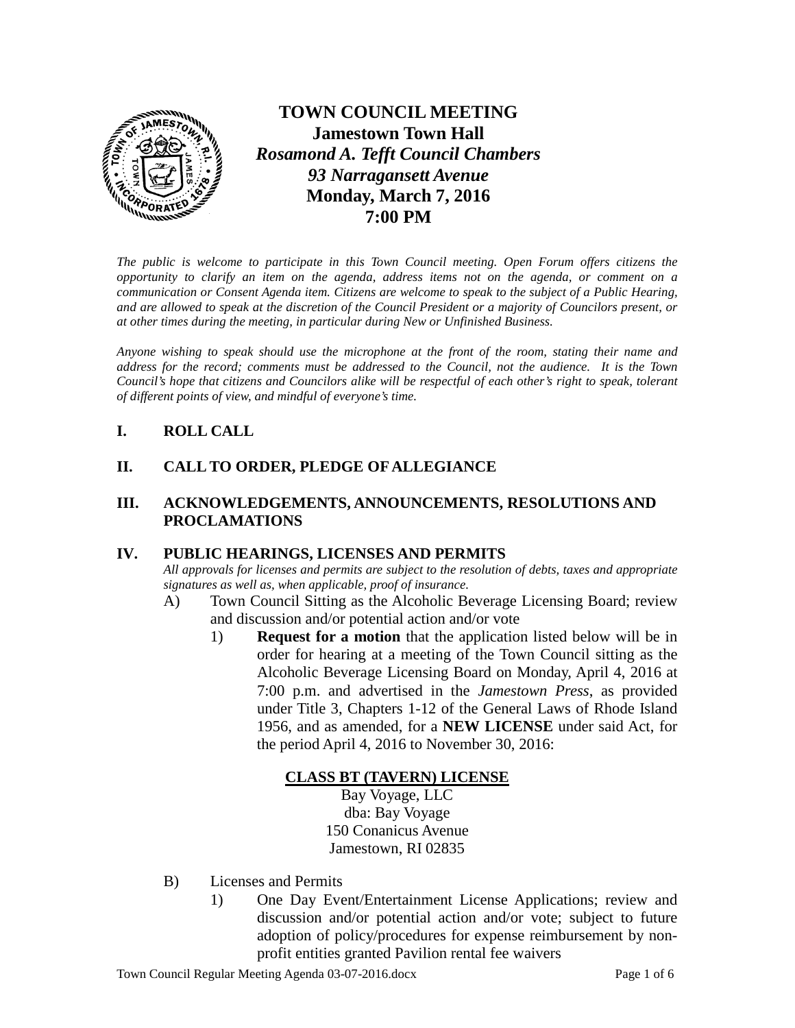# TOWN COUNCIL MEETING

**Jamestown Town Hall**
***Rosamond A. Tefft Council Chambers***
***93 Narragansett Avenue***
**Monday, March 7, 2016**
**7:00 PM**

*The public is welcome to participate in this Town Council meeting. Open Forum offers citizens the opportunity to clarify an item on the agenda, address items not on the agenda, or comment on a communication or Consent Agenda item. Citizens are welcome to speak to the subject of a Public Hearing, and are allowed to speak at the discretion of the Council President or a majority of Councilors present, or at other times during the meeting, in particular during New or Unfinished Business.*

*Anyone wishing to speak should use the microphone at the front of the room, stating their name and address for the record; comments must be addressed to the Council, not the audience. It is the Town Council's hope that citizens and Councilors alike will be respectful of each other's right to speak, tolerant of different points of view, and mindful of everyone's time.*

## I. ROLL CALL

## II. CALL TO ORDER, PLEDGE OF ALLEGIANCE

## III. ACKNOWLEDGEMENTS, ANNOUNCEMENTS, RESOLUTIONS AND PROCLAMATIONS

## IV. PUBLIC HEARINGS, LICENSES AND PERMITS

*All approvals for licenses and permits are subject to the resolution of debts, taxes and appropriate signatures as well as, when applicable, proof of insurance.*

A) Town Council Sitting as the Alcoholic Beverage Licensing Board; review and discussion and/or potential action and/or vote

1) **Request for a motion** that the application listed below will be in order for hearing at a meeting of the Town Council sitting as the Alcoholic Beverage Licensing Board on Monday, April 4, 2016 at 7:00 p.m. and advertised in the *Jamestown Press*, as provided under Title 3, Chapters 1-12 of the General Laws of Rhode Island 1956, and as amended, for a **NEW LICENSE** under said Act, for the period April 4, 2016 to November 30, 2016:

**CLASS BT (TAVERN) LICENSE**

Bay Voyage, LLC
dba: Bay Voyage
150 Conanicus Avenue
Jamestown, RI 02835

B) Licenses and Permits

1) One Day Event/Entertainment License Applications; review and discussion and/or potential action and/or vote; subject to future adoption of policy/procedures for expense reimbursement by non-profit entities granted Pavilion rental fee waivers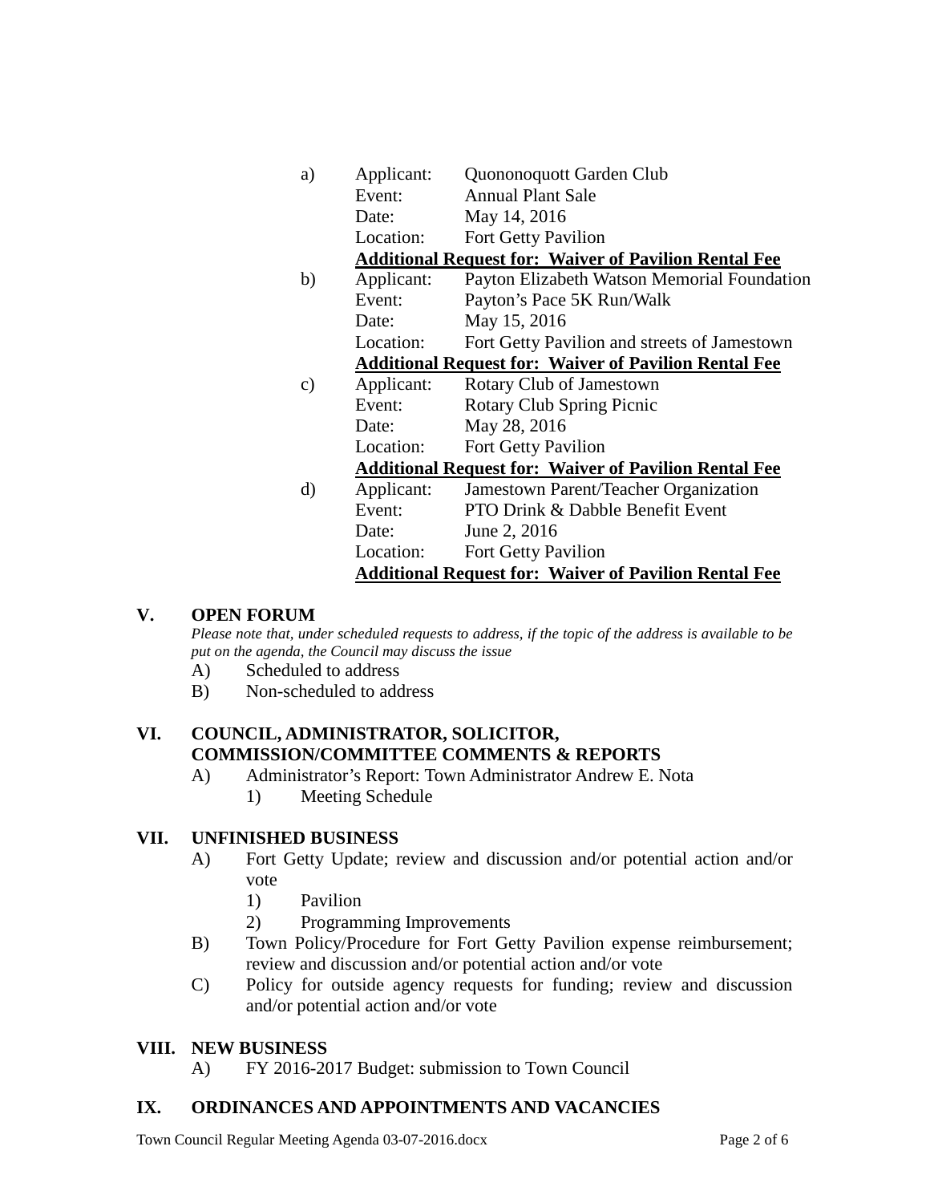a) Applicant: Quononoquott Garden Club
   Event: Annual Plant Sale
   Date: May 14, 2016
   Location: Fort Getty Pavilion
   **Additional Request for: Waiver of Pavilion Rental Fee**

b) Applicant: Payton Elizabeth Watson Memorial Foundation
   Event: Payton's Pace 5K Run/Walk
   Date: May 15, 2016
   Location: Fort Getty Pavilion and streets of Jamestown
   **Additional Request for: Waiver of Pavilion Rental Fee**

c) Applicant: Rotary Club of Jamestown
   Event: Rotary Club Spring Picnic
   Date: May 28, 2016
   Location: Fort Getty Pavilion
   **Additional Request for: Waiver of Pavilion Rental Fee**

d) Applicant: Jamestown Parent/Teacher Organization
   Event: PTO Drink & Dabble Benefit Event
   Date: June 2, 2016
   Location: Fort Getty Pavilion
   **Additional Request for: Waiver of Pavilion Rental Fee**

## V. OPEN FORUM

*Please note that, under scheduled requests to address, if the topic of the address is available to be put on the agenda, the Council may discuss the issue*

A) Scheduled to address
B) Non-scheduled to address

## VI. COUNCIL, ADMINISTRATOR, SOLICITOR, COMMISSION/COMMITTEE COMMENTS & REPORTS

A) Administrator's Report: Town Administrator Andrew E. Nota
   1) Meeting Schedule

## VII. UNFINISHED BUSINESS

A) Fort Getty Update; review and discussion and/or potential action and/or vote
   1) Pavilion
   2) Programming Improvements
B) Town Policy/Procedure for Fort Getty Pavilion expense reimbursement; review and discussion and/or potential action and/or vote
C) Policy for outside agency requests for funding; review and discussion and/or potential action and/or vote

## VIII. NEW BUSINESS

A) FY 2016-2017 Budget: submission to Town Council

## IX. ORDINANCES AND APPOINTMENTS AND VACANCIES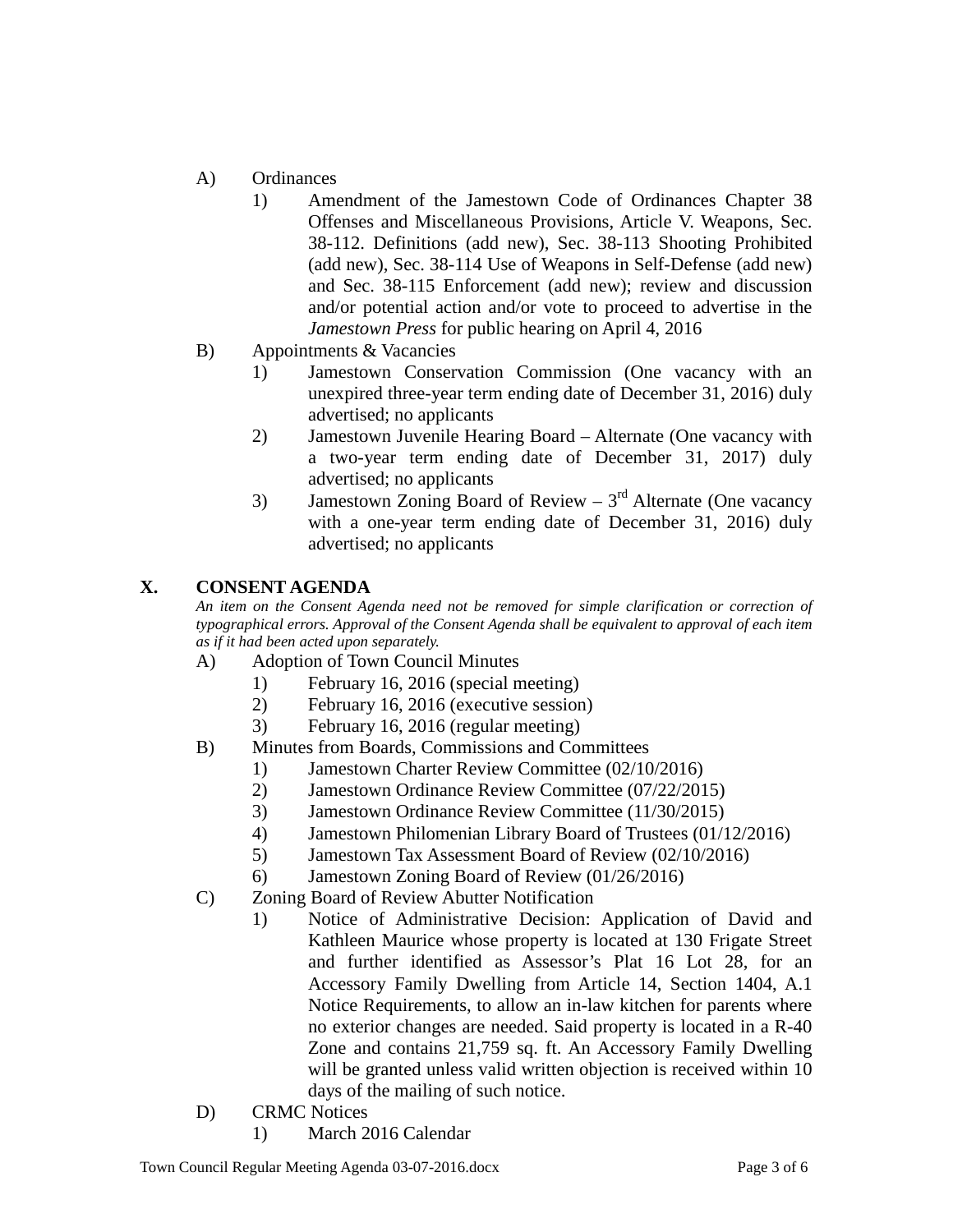A) Ordinances

   1) Amendment of the Jamestown Code of Ordinances Chapter 38 Offenses and Miscellaneous Provisions, Article V. Weapons, Sec. 38-112. Definitions (add new), Sec. 38-113 Shooting Prohibited (add new), Sec. 38-114 Use of Weapons in Self-Defense (add new) and Sec. 38-115 Enforcement (add new); review and discussion and/or potential action and/or vote to proceed to advertise in the *Jamestown Press* for public hearing on April 4, 2016

B) Appointments & Vacancies

   1) Jamestown Conservation Commission (One vacancy with an unexpired three-year term ending date of December 31, 2016) duly advertised; no applicants
   2) Jamestown Juvenile Hearing Board – Alternate (One vacancy with a two-year term ending date of December 31, 2017) duly advertised; no applicants
   3) Jamestown Zoning Board of Review – 3rd Alternate (One vacancy with a one-year term ending date of December 31, 2016) duly advertised; no applicants

## X. CONSENT AGENDA

*An item on the Consent Agenda need not be removed for simple clarification or correction of typographical errors. Approval of the Consent Agenda shall be equivalent to approval of each item as if it had been acted upon separately.*

A) Adoption of Town Council Minutes

   1) February 16, 2016 (special meeting)
   2) February 16, 2016 (executive session)
   3) February 16, 2016 (regular meeting)

B) Minutes from Boards, Commissions and Committees

   1) Jamestown Charter Review Committee (02/10/2016)
   2) Jamestown Ordinance Review Committee (07/22/2015)
   3) Jamestown Ordinance Review Committee (11/30/2015)
   4) Jamestown Philomenian Library Board of Trustees (01/12/2016)
   5) Jamestown Tax Assessment Board of Review (02/10/2016)
   6) Jamestown Zoning Board of Review (01/26/2016)

C) Zoning Board of Review Abutter Notification

   1) Notice of Administrative Decision: Application of David and Kathleen Maurice whose property is located at 130 Frigate Street and further identified as Assessor's Plat 16 Lot 28, for an Accessory Family Dwelling from Article 14, Section 1404, A.1 Notice Requirements, to allow an in-law kitchen for parents where no exterior changes are needed. Said property is located in a R-40 Zone and contains 21,759 sq. ft. An Accessory Family Dwelling will be granted unless valid written objection is received within 10 days of the mailing of such notice.

D) CRMC Notices

   1) March 2016 Calendar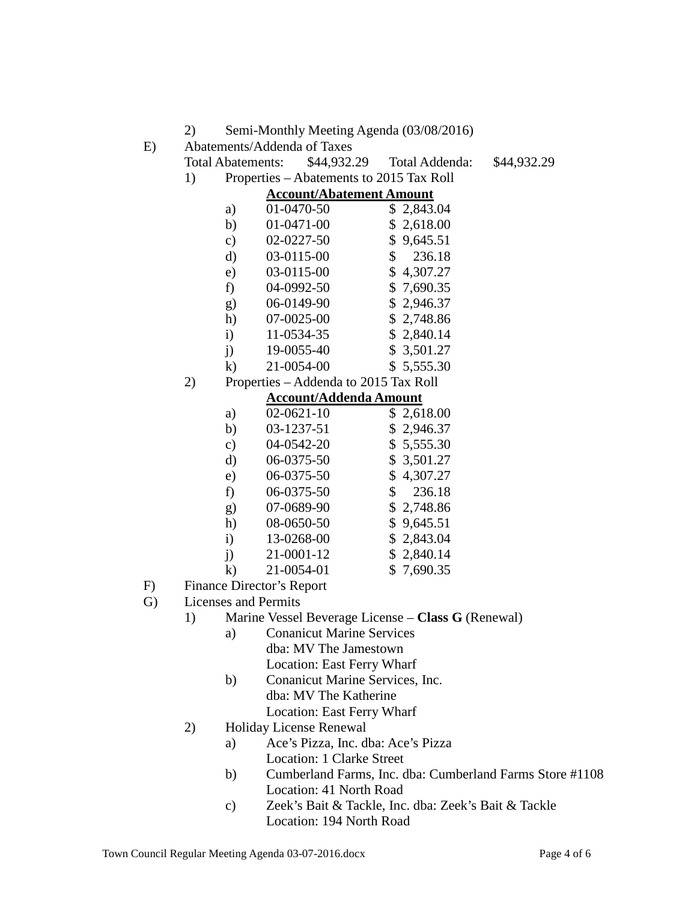2) Semi-Monthly Meeting Agenda (03/08/2016)

E) Abatements/Addenda of Taxes

Total Abatements: $44,932.29 Total Addenda: $44,932.29

1) Properties – Abatements to 2015 Tax Roll

| | **Account/Abatement Amount** | |
|---|---|---|
| a) | 01-0470-50 | $ 2,843.04 |
| b) | 01-0471-00 | $ 2,618.00 |
| c) | 02-0227-50 | $ 9,645.51 |
| d) | 03-0115-00 | $ 236.18 |
| e) | 03-0115-00 | $ 4,307.27 |
| f) | 04-0992-50 | $ 7,690.35 |
| g) | 06-0149-90 | $ 2,946.37 |
| h) | 07-0025-00 | $ 2,748.86 |
| i) | 11-0534-35 | $ 2,840.14 |
| j) | 19-0055-40 | $ 3,501.27 |
| k) | 21-0054-00 | $ 5,555.30 |

2) Properties – Addenda to 2015 Tax Roll

| | **Account/Addenda Amount** | |
|---|---|---|
| a) | 02-0621-10 | $ 2,618.00 |
| b) | 03-1237-51 | $ 2,946.37 |
| c) | 04-0542-20 | $ 5,555.30 |
| d) | 06-0375-50 | $ 3,501.27 |
| e) | 06-0375-50 | $ 4,307.27 |
| f) | 06-0375-50 | $ 236.18 |
| g) | 07-0689-90 | $ 2,748.86 |
| h) | 08-0650-50 | $ 9,645.51 |
| i) | 13-0268-00 | $ 2,843.04 |
| j) | 21-0001-12 | $ 2,840.14 |
| k) | 21-0054-01 | $ 7,690.35 |

F) Finance Director's Report

G) Licenses and Permits

1) Marine Vessel Beverage License – **Class G** (Renewal)

   a) Conanicut Marine Services
      dba: MV The Jamestown
      Location: East Ferry Wharf

   b) Conanicut Marine Services, Inc.
      dba: MV The Katherine
      Location: East Ferry Wharf

2) Holiday License Renewal

   a) Ace's Pizza, Inc. dba: Ace's Pizza
      Location: 1 Clarke Street

   b) Cumberland Farms, Inc. dba: Cumberland Farms Store #1108
      Location: 41 North Road

   c) Zeek's Bait & Tackle, Inc. dba: Zeek's Bait & Tackle
      Location: 194 North Road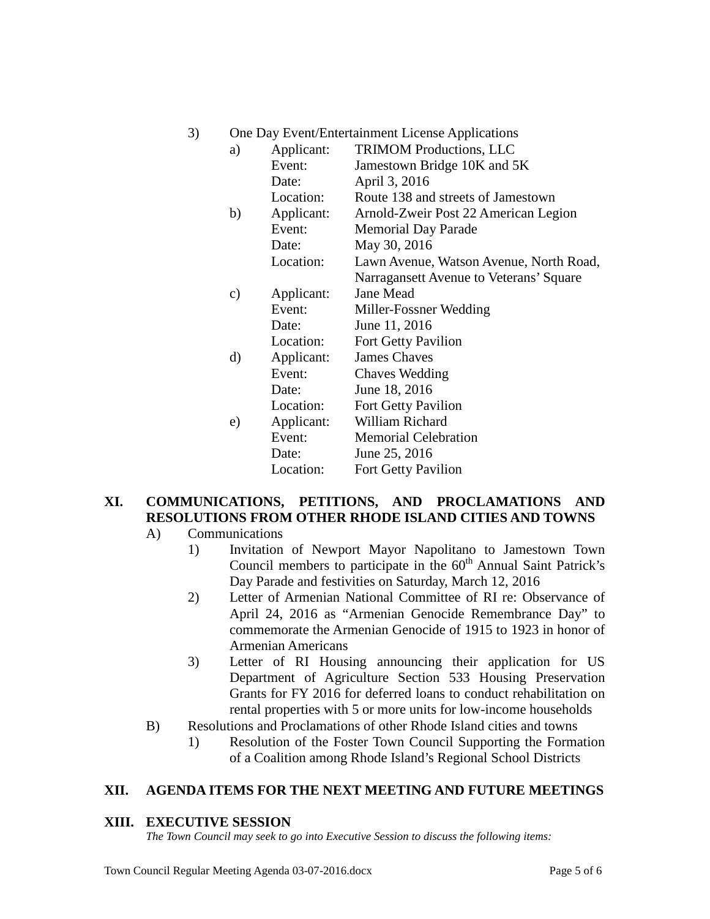3) One Day Event/Entertainment License Applications

a) Applicant: TRIMOM Productions, LLC
   Event: Jamestown Bridge 10K and 5K
   Date: April 3, 2016
   Location: Route 138 and streets of Jamestown

b) Applicant: Arnold-Zweir Post 22 American Legion
   Event: Memorial Day Parade
   Date: May 30, 2016
   Location: Lawn Avenue, Watson Avenue, North Road, Narragansett Avenue to Veterans' Square

c) Applicant: Jane Mead
   Event: Miller-Fossner Wedding
   Date: June 11, 2016
   Location: Fort Getty Pavilion

d) Applicant: James Chaves
   Event: Chaves Wedding
   Date: June 18, 2016
   Location: Fort Getty Pavilion

e) Applicant: William Richard
   Event: Memorial Celebration
   Date: June 25, 2016
   Location: Fort Getty Pavilion

## XI. COMMUNICATIONS, PETITIONS, AND PROCLAMATIONS AND RESOLUTIONS FROM OTHER RHODE ISLAND CITIES AND TOWNS

A) Communications

1) Invitation of Newport Mayor Napolitano to Jamestown Town Council members to participate in the 60th Annual Saint Patrick's Day Parade and festivities on Saturday, March 12, 2016

2) Letter of Armenian National Committee of RI re: Observance of April 24, 2016 as "Armenian Genocide Remembrance Day" to commemorate the Armenian Genocide of 1915 to 1923 in honor of Armenian Americans

3) Letter of RI Housing announcing their application for US Department of Agriculture Section 533 Housing Preservation Grants for FY 2016 for deferred loans to conduct rehabilitation on rental properties with 5 or more units for low-income households

B) Resolutions and Proclamations of other Rhode Island cities and towns

1) Resolution of the Foster Town Council Supporting the Formation of a Coalition among Rhode Island's Regional School Districts

## XII. AGENDA ITEMS FOR THE NEXT MEETING AND FUTURE MEETINGS

## XIII. EXECUTIVE SESSION

*The Town Council may seek to go into Executive Session to discuss the following items:*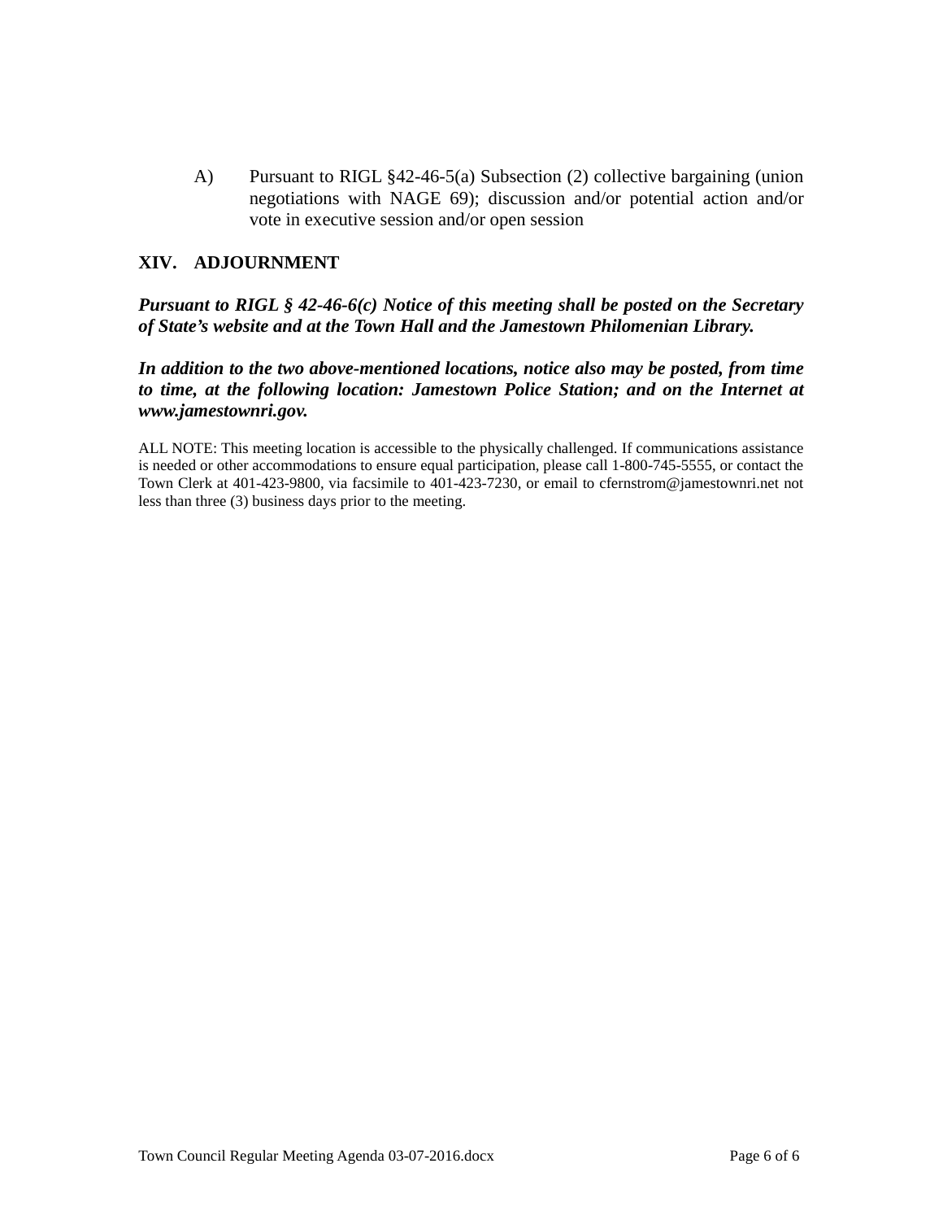A) Pursuant to RIGL §42-46-5(a) Subsection (2) collective bargaining (union negotiations with NAGE 69); discussion and/or potential action and/or vote in executive session and/or open session

## XIV. ADJOURNMENT

***Pursuant to RIGL § 42-46-6(c) Notice of this meeting shall be posted on the Secretary of State's website and at the Town Hall and the Jamestown Philomenian Library.***

***In addition to the two above-mentioned locations, notice also may be posted, from time to time, at the following location: Jamestown Police Station; and on the Internet at www.jamestownri.gov.***

ALL NOTE: This meeting location is accessible to the physically challenged. If communications assistance is needed or other accommodations to ensure equal participation, please call 1-800-745-5555, or contact the Town Clerk at 401-423-9800, via facsimile to 401-423-7230, or email to cfernstrom@jamestownri.net not less than three (3) business days prior to the meeting.